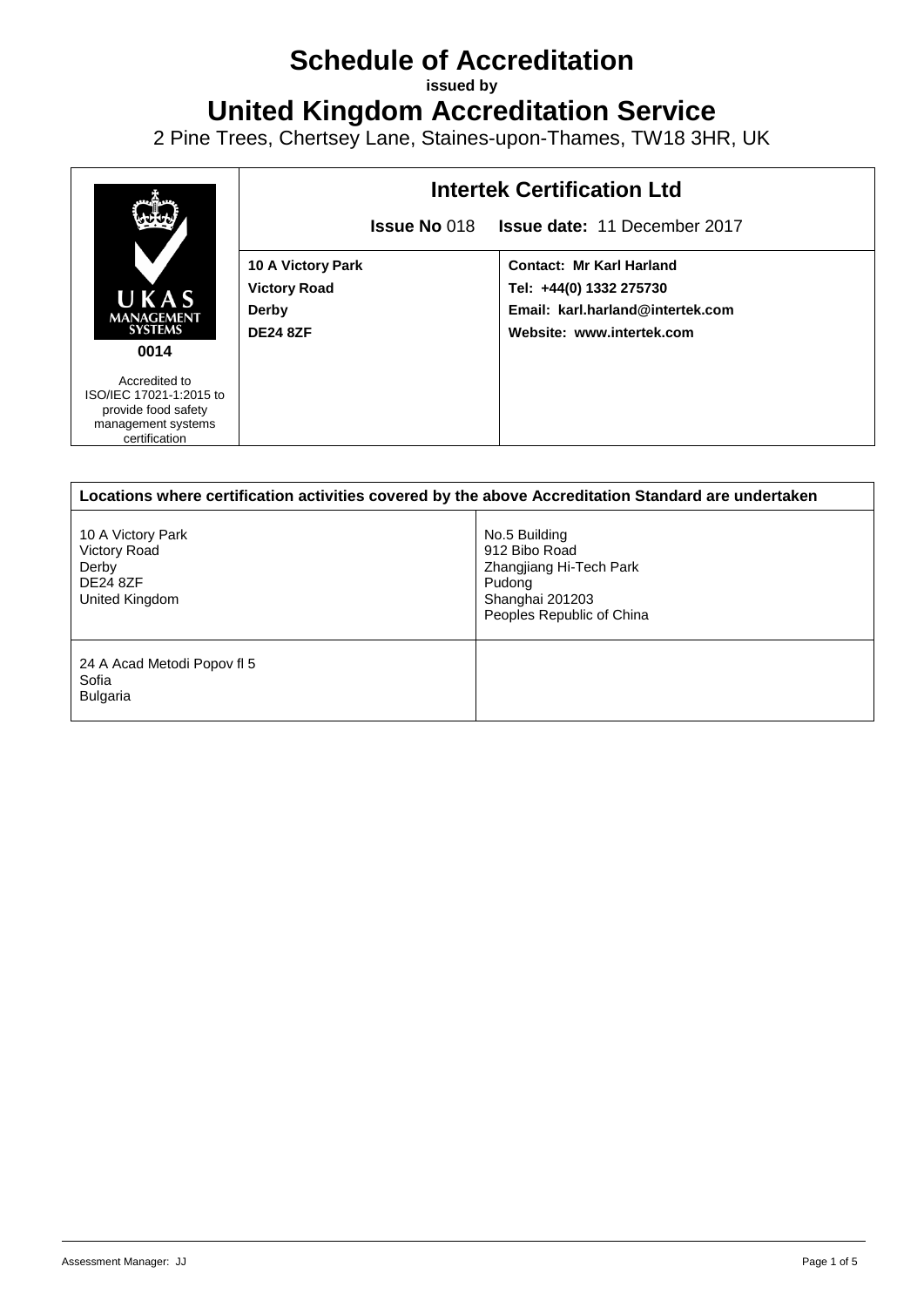# Schedule of Accreditation

**issued by**

# United Kingdom Accreditation Service

2 Pine Trees, Chertsey Lane, Staines-upon-Thames, TW18 3HR, UK

| UKAS MANAGEMENT SYSTEMS 0014 | **Intertek Certification Ltd** | |
|---|---|---|
| | **Issue No** 018 | **Issue date:** 11 December 2017 |
| | **10 A Victory Park**<br>**Victory Road**<br>**Derby**<br>**DE24 8ZF** | **Contact: Mr Karl Harland**<br>**Tel: +44(0) 1332 275730**<br>**Email: karl.harland@intertek.com**<br>**Website: www.intertek.com** |
| Accredited to ISO/IEC 17021-1:2015 to provide food safety management systems certification | | |

| **Locations where certification activities covered by the above Accreditation Standard are undertaken** | |
|---|---|
| 10 A Victory Park<br>Victory Road<br>Derby<br>DE24 8ZF<br>United Kingdom | No.5 Building<br>912 Bibo Road<br>Zhangjiang Hi-Tech Park<br>Pudong<br>Shanghai 201203<br>Peoples Republic of China |
| 24 A Acad Metodi Popov fl 5<br>Sofia<br>Bulgaria | |

Assessment Manager: JJ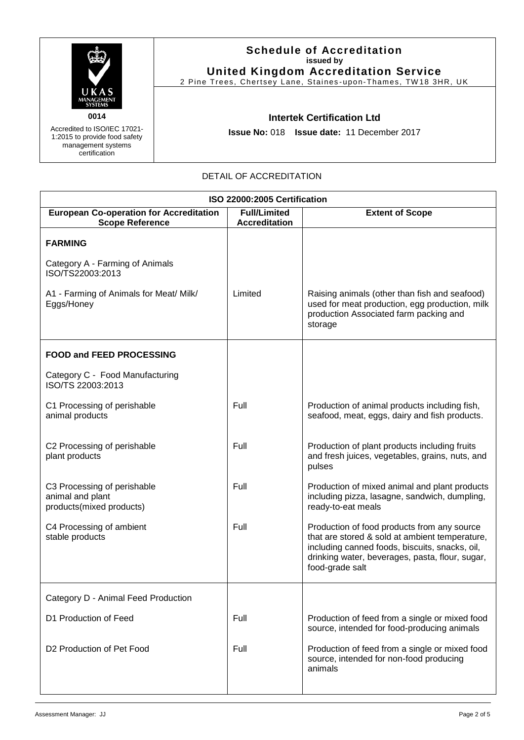UKAS MANAGEMENT SYSTEMS

0014

Accredited to ISO/IEC 17021-1:2015 to provide food safety management systems certification

# Schedule of Accreditation
**issued by**
## United Kingdom Accreditation Service

2 Pine Trees, Chertsey Lane, Staines-upon-Thames, TW18 3HR, UK

**Intertek Certification Ltd**

**Issue No:** 018 **Issue date:** 11 December 2017

DETAIL OF ACCREDITATION

| ISO 22000:2005 Certification | | |
|---|---|---|
| **European Co-operation for Accreditation Scope Reference** | **Full/Limited Accreditation** | **Extent of Scope** |
| **FARMING** | | |
| Category A - Farming of Animals ISO/TS22003:2013 | | |
| A1 - Farming of Animals for Meat/ Milk/ Eggs/Honey | Limited | Raising animals (other than fish and seafood) used for meat production, egg production, milk production Associated farm packing and storage |
| **FOOD and FEED PROCESSING** | | |
| Category C - Food Manufacturing ISO/TS 22003:2013 | | |
| C1 Processing of perishable animal products | Full | Production of animal products including fish, seafood, meat, eggs, dairy and fish products. |
| C2 Processing of perishable plant products | Full | Production of plant products including fruits and fresh juices, vegetables, grains, nuts, and pulses |
| C3 Processing of perishable animal and plant products(mixed products) | Full | Production of mixed animal and plant products including pizza, lasagne, sandwich, dumpling, ready-to-eat meals |
| C4 Processing of ambient stable products | Full | Production of food products from any source that are stored & sold at ambient temperature, including canned foods, biscuits, snacks, oil, drinking water, beverages, pasta, flour, sugar, food-grade salt |
| Category D - Animal Feed Production | | |
| D1 Production of Feed | Full | Production of feed from a single or mixed food source, intended for food-producing animals |
| D2 Production of Pet Food | Full | Production of feed from a single or mixed food source, intended for non-food producing animals |

Assessment Manager: JJ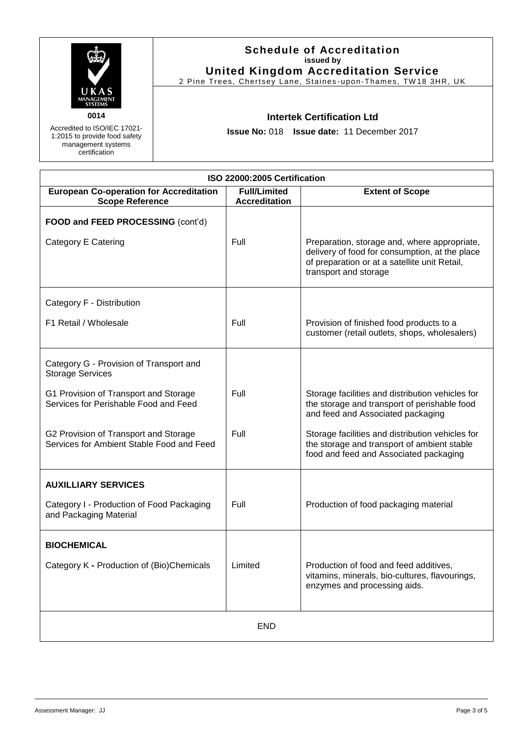**Schedule of Accreditation**
**issued by**
**United Kingdom Accreditation Service**
2 Pine Trees, Chertsey Lane, Staines-upon-Thames, TW18 3HR, UK

UKAS MANAGEMENT SYSTEMS

**0014**

Accredited to ISO/IEC 17021-1:2015 to provide food safety management systems certification

**Intertek Certification Ltd**

**Issue No:** 018 **Issue date:** 11 December 2017

| ISO 22000:2005 Certification | | |
|---|---|---|
| **European Co-operation for Accreditation Scope Reference** | **Full/Limited Accreditation** | **Extent of Scope** |
| **FOOD and FEED PROCESSING** (cont'd) | | |
| Category E Catering | Full | Preparation, storage and, where appropriate, delivery of food for consumption, at the place of preparation or at a satellite unit Retail, transport and storage |
| Category F - Distribution | | |
| F1 Retail / Wholesale | Full | Provision of finished food products to a customer (retail outlets, shops, wholesalers) |
| Category G - Provision of Transport and Storage Services | | |
| G1 Provision of Transport and Storage Services for Perishable Food and Feed | Full | Storage facilities and distribution vehicles for the storage and transport of perishable food and feed and Associated packaging |
| G2 Provision of Transport and Storage Services for Ambient Stable Food and Feed | Full | Storage facilities and distribution vehicles for the storage and transport of ambient stable food and feed and Associated packaging |
| **AUXILLIARY SERVICES** | | |
| Category I - Production of Food Packaging and Packaging Material | Full | Production of food packaging material |
| **BIOCHEMICAL** | | |
| Category K **-** Production of (Bio)Chemicals | Limited | Production of food and feed additives, vitamins, minerals, bio-cultures, flavourings, enzymes and processing aids. |
| END | | |

Assessment Manager: JJ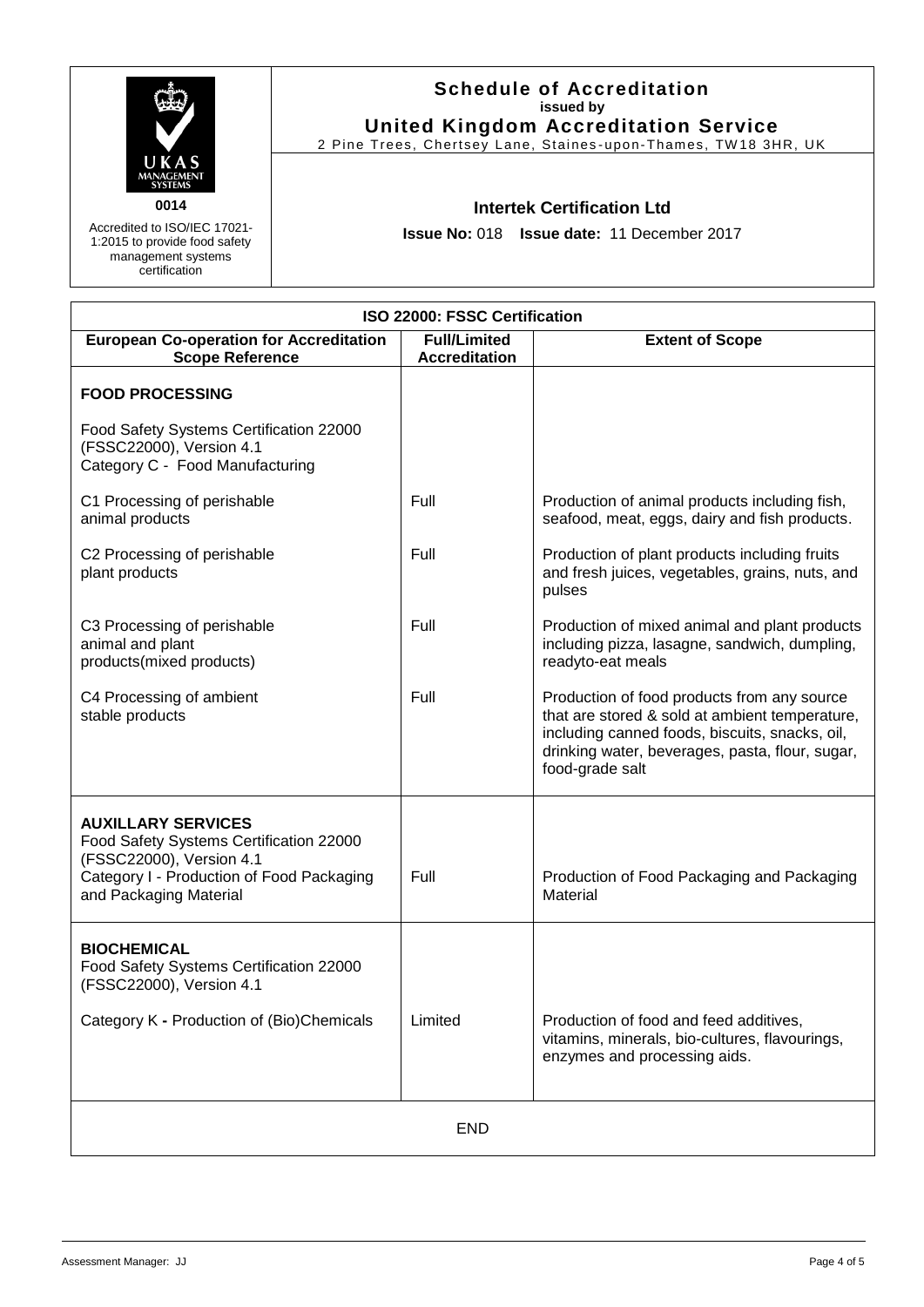**Schedule of Accreditation**
issued by
**United Kingdom Accreditation Service**
2 Pine Trees, Chertsey Lane, Staines-upon-Thames, TW18 3HR, UK

UKAS MANAGEMENT SYSTEMS
**0014**
Accredited to ISO/IEC 17021-1:2015 to provide food safety management systems certification

**Intertek Certification Ltd**

**Issue No:** 018 **Issue date:** 11 December 2017

| ISO 22000: FSSC Certification | | |
|---|---|---|
| **European Co-operation for Accreditation Scope Reference** | **Full/Limited Accreditation** | **Extent of Scope** |
| **FOOD PROCESSING**<br><br>Food Safety Systems Certification 22000 (FSSC22000), Version 4.1<br>Category C - Food Manufacturing | | |
| C1 Processing of perishable animal products | Full | Production of animal products including fish, seafood, meat, eggs, dairy and fish products. |
| C2 Processing of perishable plant products | Full | Production of plant products including fruits and fresh juices, vegetables, grains, nuts, and pulses |
| C3 Processing of perishable animal and plant products(mixed products) | Full | Production of mixed animal and plant products including pizza, lasagne, sandwich, dumpling, readyto-eat meals |
| C4 Processing of ambient stable products | Full | Production of food products from any source that are stored & sold at ambient temperature, including canned foods, biscuits, snacks, oil, drinking water, beverages, pasta, flour, sugar, food-grade salt |
| **AUXILLARY SERVICES**<br>Food Safety Systems Certification 22000 (FSSC22000), Version 4.1<br>Category I - Production of Food Packaging and Packaging Material | Full | Production of Food Packaging and Packaging Material |
| **BIOCHEMICAL**<br>Food Safety Systems Certification 22000 (FSSC22000), Version 4.1<br><br>Category K **-** Production of (Bio)Chemicals | Limited | Production of food and feed additives, vitamins, minerals, bio-cultures, flavourings, enzymes and processing aids. |
| END | | |

Assessment Manager: JJ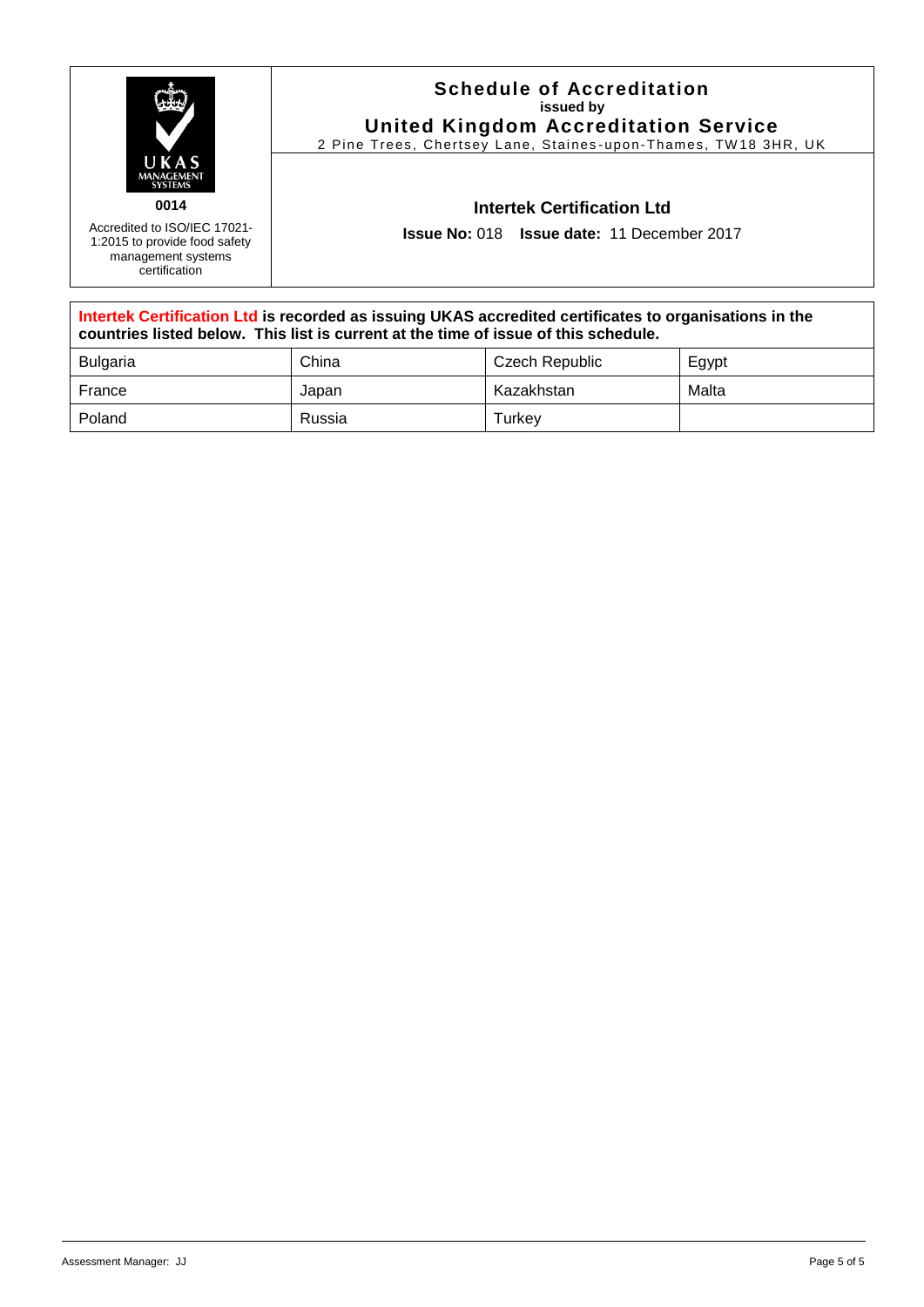UKAS MANAGEMENT SYSTEMS

**0014**

Accredited to ISO/IEC 17021-1:2015 to provide food safety management systems certification

## Schedule of Accreditation
**issued by**
## United Kingdom Accreditation Service
2 Pine Trees, Chertsey Lane, Staines-upon-Thames, TW18 3HR, UK

### Intertek Certification Ltd

**Issue No:** 018 **Issue date:** 11 December 2017

**Intertek Certification Ltd is recorded as issuing UKAS accredited certificates to organisations in the countries listed below. This list is current at the time of issue of this schedule.**

| | | | |
|---|---|---|---|
| Bulgaria | China | Czech Republic | Egypt |
| France | Japan | Kazakhstan | Malta |
| Poland | Russia | Turkey | |

Assessment Manager: JJ